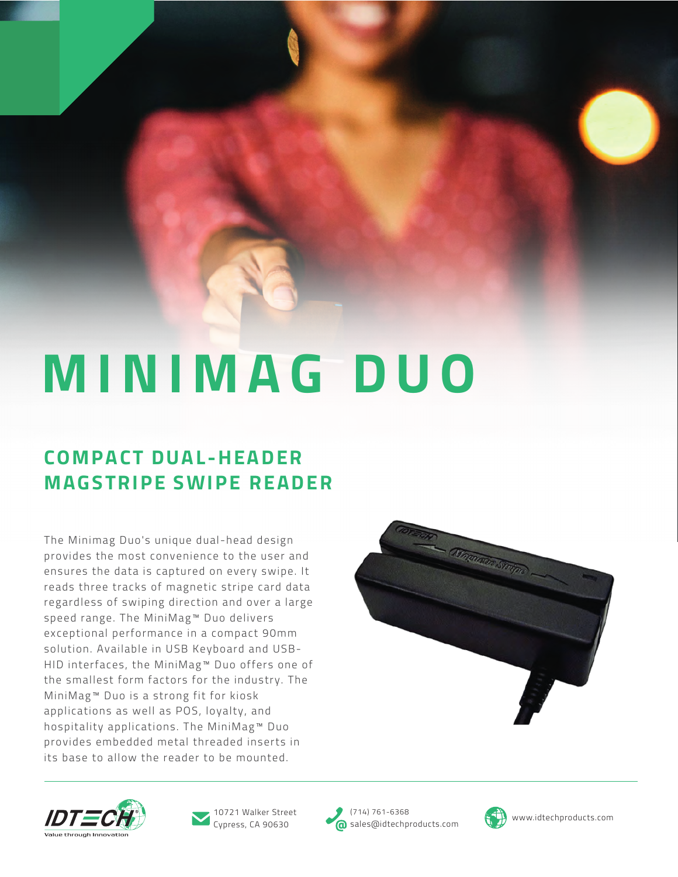# MINIMAG DUO

## COMPACT DUAL-HEADER MAGSTRIPE SWIPE READER

The Minimag Duo's unique dual-head design provides the most convenience to the user and ensures the data is captured on every swipe. It reads three tracks of magnetic stripe card data regardless of swiping direction and over a large speed range. The MiniMag™ Duo delivers exceptional performance in a compact 90mm solution. Available in USB Keyboard and USB-HID interfaces, the MiniMag™ Duo offers one of the smallest form factors for the industry. The MiniMag™ Duo is a strong fit for kiosk applications as well as POS, loyalty, and hospitality applications. The MiniMag™ Duo provides embedded metal threaded inserts in its base to allow the reader to be mounted.

IDTECH — Value through Innovation

10721 Walker Street
Cypress, CA 90630

(714) 761-6368
sales@idtechproducts.com

www.idtechproducts.com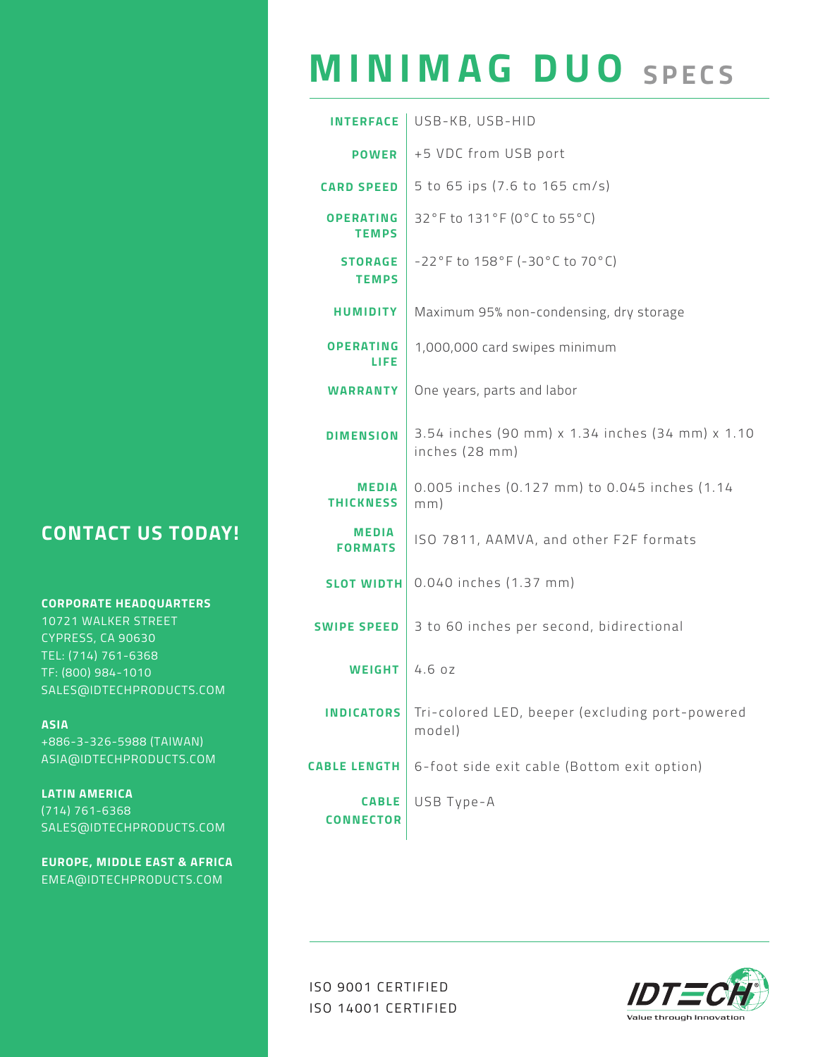# MINIMAG DUO SPECS

| | |
|---|---|
| **INTERFACE** | USB-KB, USB-HID |
| **POWER** | +5 VDC from USB port |
| **CARD SPEED** | 5 to 65 ips (7.6 to 165 cm/s) |
| **OPERATING TEMPS** | 32°F to 131°F (0°C to 55°C) |
| **STORAGE TEMPS** | -22°F to 158°F (-30°C to 70°C) |
| **HUMIDITY** | Maximum 95% non-condensing, dry storage |
| **OPERATING LIFE** | 1,000,000 card swipes minimum |
| **WARRANTY** | One years, parts and labor |
| **DIMENSION** | 3.54 inches (90 mm) x 1.34 inches (34 mm) x 1.10 inches (28 mm) |
| **MEDIA THICKNESS** | 0.005 inches (0.127 mm) to 0.045 inches (1.14 mm) |
| **MEDIA FORMATS** | ISO 7811, AAMVA, and other F2F formats |
| **SLOT WIDTH** | 0.040 inches (1.37 mm) |
| **SWIPE SPEED** | 3 to 60 inches per second, bidirectional |
| **WEIGHT** | 4.6 oz |
| **INDICATORS** | Tri-colored LED, beeper (excluding port-powered model) |
| **CABLE LENGTH** | 6-foot side exit cable (Bottom exit option) |
| **CABLE CONNECTOR** | USB Type-A |

## CONTACT US TODAY!

**CORPORATE HEADQUARTERS**
10721 WALKER STREET
CYPRESS, CA 90630
TEL: (714) 761-6368
TF: (800) 984-1010
SALES@IDTECHPRODUCTS.COM

**ASIA**
+886-3-326-5988 (TAIWAN)
ASIA@IDTECHPRODUCTS.COM

**LATIN AMERICA**
(714) 761-6368
SALES@IDTECHPRODUCTS.COM

**EUROPE, MIDDLE EAST & AFRICA**
EMEA@IDTECHPRODUCTS.COM

ISO 9001 CERTIFIED
ISO 14001 CERTIFIED

IDTECH
Value through Innovation